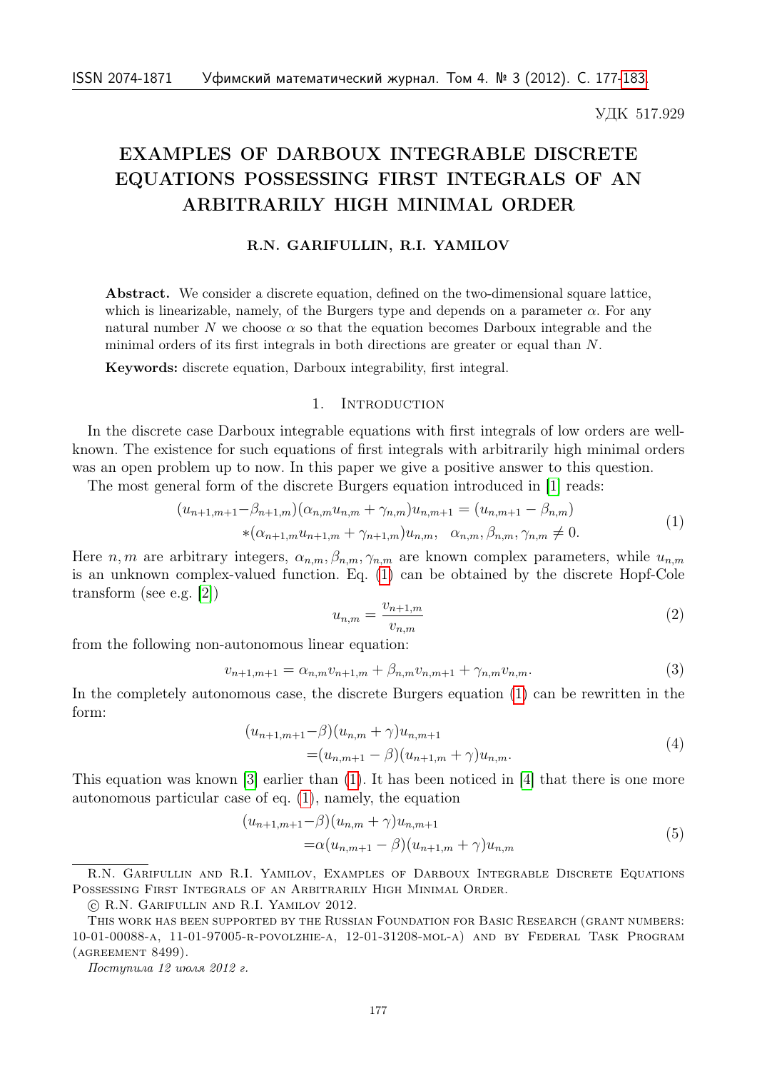УДК 517.929

# EXAMPLES OF DARBOUX INTEGRABLE DISCRETE EQUATIONS POSSESSING FIRST INTEGRALS OF AN ARBITRARILY HIGH MINIMAL ORDER

**R.N. GARIFULLIN, R.I. YAMILOV**

**Abstract.** We consider a discrete equation, defined on the two-dimensional square lattice, which is linearizable, namely, of the Burgers type and depends on a parameter $\alpha$. For any natural number $N$ we choose $\alpha$ so that the equation becomes Darboux integrable and the minimal orders of its first integrals in both directions are greater or equal than $N$.

**Keywords:** discrete equation, Darboux integrability, first integral.

## 1. Introduction

In the discrete case Darboux integrable equations with first integrals of low orders are well-known. The existence for such equations of first integrals with arbitrarily high minimal orders was an open problem up to now. In this paper we give a positive answer to this question.

The most general form of the discrete Burgers equation introduced in [1] reads:

$$(u_{n+1,m+1}-\beta_{n+1,m})(\alpha_{n,m}u_{n,m}+\gamma_{n,m})u_{n,m+1}=(u_{n,m+1}-\beta_{n,m}) \\ *(\alpha_{n+1,m}u_{n+1,m}+\gamma_{n+1,m})u_{n,m}, \quad \alpha_{n,m},\beta_{n,m},\gamma_{n,m}\neq 0. \tag{1}$$

Here $n,m$ are arbitrary integers, $\alpha_{n,m},\beta_{n,m},\gamma_{n,m}$ are known complex parameters, while $u_{n,m}$ is an unknown complex-valued function. Eq. (1) can be obtained by the discrete Hopf-Cole transform (see e.g. [2])

$$u_{n,m}=\frac{v_{n+1,m}}{v_{n,m}} \tag{2}$$

from the following non-autonomous linear equation:

$$v_{n+1,m+1}=\alpha_{n,m}v_{n+1,m}+\beta_{n,m}v_{n,m+1}+\gamma_{n,m}v_{n,m}. \tag{3}$$

In the completely autonomous case, the discrete Burgers equation (1) can be rewritten in the form:

$$(u_{n+1,m+1}-\beta)(u_{n,m}+\gamma)u_{n,m+1} \\ =(u_{n,m+1}-\beta)(u_{n+1,m}+\gamma)u_{n,m}. \tag{4}$$

This equation was known [3] earlier than (1). It has been noticed in [4] that there is one more autonomous particular case of eq. (1), namely, the equation

$$(u_{n+1,m+1}-\beta)(u_{n,m}+\gamma)u_{n,m+1} \\ =\alpha(u_{n,m+1}-\beta)(u_{n+1,m}+\gamma)u_{n,m} \tag{5}$$

---

R.N. Garifullin and R.I. Yamilov, Examples of Darboux Integrable Discrete Equations Possessing First Integrals of an Arbitrarily High Minimal Order.

© R.N. Garifullin and R.I. Yamilov 2012.

This work has been supported by the Russian Foundation for Basic Research (grant numbers: 10-01-00088-a, 11-01-97005-r-povolzhie-a, 12-01-31208-mol-a) and by Federal Task Program (agreement 8499).

*Поступила 12 июля 2012 г.*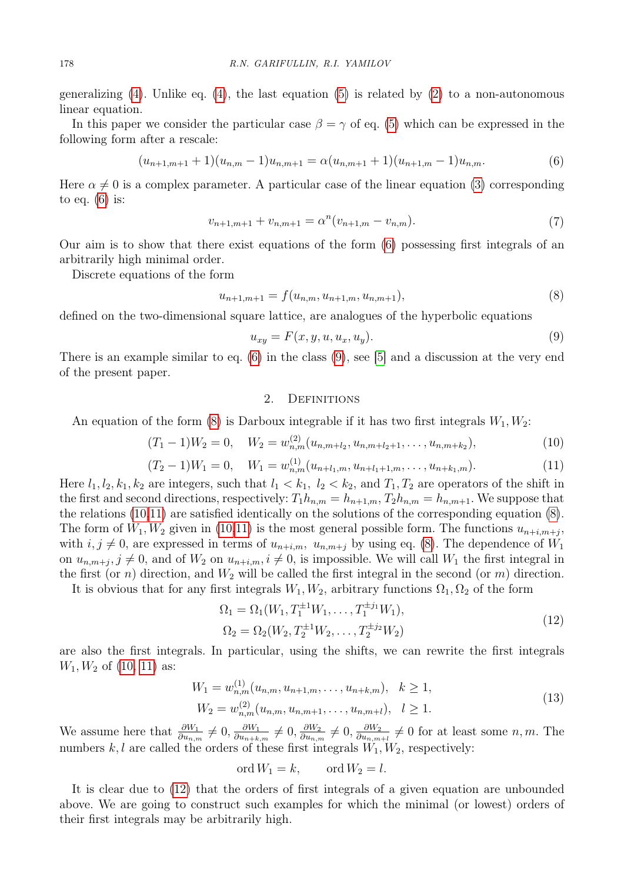generalizing (4). Unlike eq. (4), the last equation (5) is related by (2) to a non-autonomous linear equation.

In this paper we consider the particular case $\beta = \gamma$ of eq. (5) which can be expressed in the following form after a rescale:

$$(u_{n+1,m+1}+1)(u_{n,m}-1)u_{n,m+1} = \alpha(u_{n,m+1}+1)(u_{n+1,m}-1)u_{n,m}. \tag{6}$$

Here $\alpha \neq 0$ is a complex parameter. A particular case of the linear equation (3) corresponding to eq. (6) is:

$$v_{n+1,m+1} + v_{n,m+1} = \alpha^n (v_{n+1,m} - v_{n,m}). \tag{7}$$

Our aim is to show that there exist equations of the form (6) possessing first integrals of an arbitrarily high minimal order.

Discrete equations of the form

$$u_{n+1,m+1} = f(u_{n,m}, u_{n+1,m}, u_{n,m+1}), \tag{8}$$

defined on the two-dimensional square lattice, are analogues of the hyperbolic equations

$$u_{xy} = F(x, y, u, u_x, u_y). \tag{9}$$

There is an example similar to eq. (6) in the class (9), see [5] and a discussion at the very end of the present paper.

## 2. Definitions

An equation of the form (8) is Darboux integrable if it has two first integrals $W_1, W_2$:

$$(T_1 - 1)W_2 = 0, \quad W_2 = w^{(2)}_{n,m}(u_{n,m+l_2}, u_{n,m+l_2+1}, \ldots, u_{n,m+k_2}), \tag{10}$$

$$(T_2 - 1)W_1 = 0, \quad W_1 = w^{(1)}_{n,m}(u_{n+l_1,m}, u_{n+l_1+1,m}, \ldots, u_{n+k_1,m}). \tag{11}$$

Here $l_1, l_2, k_1, k_2$ are integers, such that $l_1 < k_1,\ l_2 < k_2$, and $T_1, T_2$ are operators of the shift in the first and second directions, respectively: $T_1 h_{n,m} = h_{n+1,m}$, $T_2 h_{n,m} = h_{n,m+1}$. We suppose that the relations (10,11) are satisfied identically on the solutions of the corresponding equation (8). The form of $W_1, W_2$ given in (10,11) is the most general possible form. The functions $u_{n+i,m+j}$, with $i, j \neq 0$, are expressed in terms of $u_{n+i,m},\ u_{n,m+j}$ by using eq. (8). The dependence of $W_1$ on $u_{n,m+j}, j \neq 0$, and of $W_2$ on $u_{n+i,m}, i \neq 0$, is impossible. We will call $W_1$ the first integral in the first (or $n$) direction, and $W_2$ will be called the first integral in the second (or $m$) direction.

It is obvious that for any first integrals $W_1, W_2$, arbitrary functions $\Omega_1, \Omega_2$ of the form

$$\begin{aligned}
\Omega_1 &= \Omega_1(W_1, T_1^{\pm 1} W_1, \ldots, T_1^{\pm j_1} W_1), \\
\Omega_2 &= \Omega_2(W_2, T_2^{\pm 1} W_2, \ldots, T_2^{\pm j_2} W_2)
\end{aligned} \tag{12}$$

are also the first integrals. In particular, using the shifts, we can rewrite the first integrals $W_1, W_2$ of (10, 11) as:

$$\begin{aligned}
W_1 &= w^{(1)}_{n,m}(u_{n,m}, u_{n+1,m}, \ldots, u_{n+k,m}), \quad k \geq 1, \\
W_2 &= w^{(2)}_{n,m}(u_{n,m}, u_{n,m+1}, \ldots, u_{n,m+l}), \quad l \geq 1.
\end{aligned} \tag{13}$$

We assume here that $\frac{\partial W_1}{\partial u_{n,m}} \neq 0, \frac{\partial W_1}{\partial u_{n+k,m}} \neq 0, \frac{\partial W_2}{\partial u_{n,m}} \neq 0, \frac{\partial W_2}{\partial u_{n,m+l}} \neq 0$ for at least some $n, m$. The numbers $k, l$ are called the orders of these first integrals $W_1, W_2$, respectively:

$$\operatorname{ord} W_1 = k, \qquad \operatorname{ord} W_2 = l.$$

It is clear due to (12) that the orders of first integrals of a given equation are unbounded above. We are going to construct such examples for which the minimal (or lowest) orders of their first integrals may be arbitrarily high.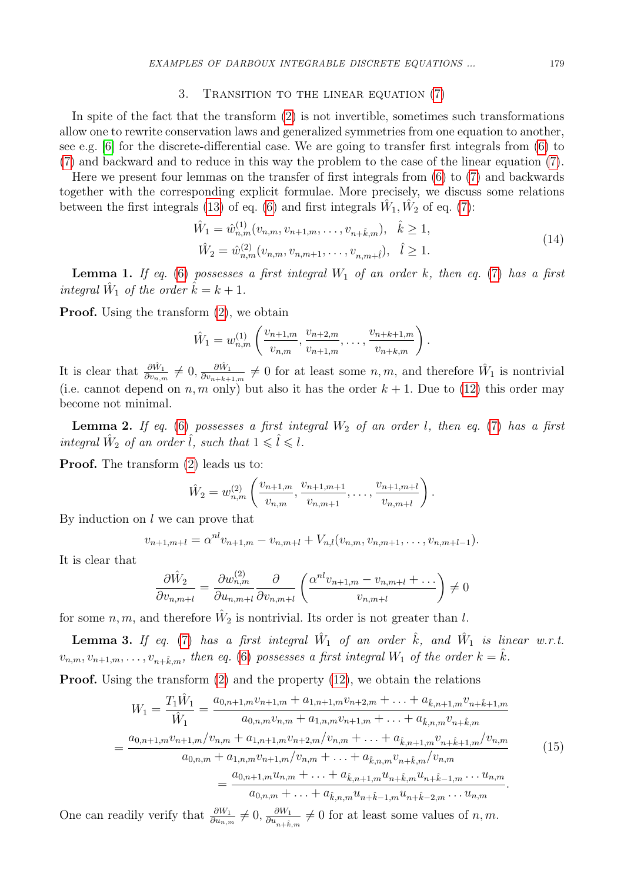## 3. Transition to the linear equation (7)

In spite of the fact that the transform (2) is not invertible, sometimes such transformations allow one to rewrite conservation laws and generalized symmetries from one equation to another, see e.g. [6] for the discrete-differential case. We are going to transfer first integrals from (6) to (7) and backward and to reduce in this way the problem to the case of the linear equation (7).

Here we present four lemmas on the transfer of first integrals from (6) to (7) and backwards together with the corresponding explicit formulae. More precisely, we discuss some relations between the first integrals (13) of eq. (6) and first integrals $\hat{W}_1, \hat{W}_2$ of eq. (7):

$$
\begin{aligned}
\hat{W}_1 &= \hat{w}^{(1)}_{n,m}(v_{n,m}, v_{n+1,m}, \ldots, v_{n+\hat{k},m}), \quad \hat{k} \geq 1, \\
\hat{W}_2 &= \hat{w}^{(2)}_{n,m}(v_{n,m}, v_{n,m+1}, \ldots, v_{n,m+\hat{l}}), \quad \hat{l} \geq 1.
\end{aligned} \tag{14}
$$

**Lemma 1.** *If eq. (6) possesses a first integral $W_1$ of an order $k$, then eq. (7) has a first integral $\hat{W}_1$ of the order $\hat{k} = k+1$.*

**Proof.** Using the transform (2), we obtain

$$
\hat{W}_1 = w^{(1)}_{n,m}\left(\frac{v_{n+1,m}}{v_{n,m}}, \frac{v_{n+2,m}}{v_{n+1,m}}, \ldots, \frac{v_{n+k+1,m}}{v_{n+k,m}}\right).
$$

It is clear that $\frac{\partial \hat{W}_1}{\partial v_{n,m}} \neq 0, \frac{\partial \hat{W}_1}{\partial v_{n+k+1,m}} \neq 0$ for at least some $n, m$, and therefore $\hat{W}_1$ is nontrivial (i.e. cannot depend on $n, m$ only) but also it has the order $k+1$. Due to (12) this order may become not minimal.

**Lemma 2.** *If eq. (6) possesses a first integral $W_2$ of an order $l$, then eq. (7) has a first integral $\hat{W}_2$ of an order $\hat{l}$, such that $1 \leqslant \hat{l} \leqslant l$.*

**Proof.** The transform (2) leads us to:

$$
\hat{W}_2 = w^{(2)}_{n,m}\left(\frac{v_{n+1,m}}{v_{n,m}}, \frac{v_{n+1,m+1}}{v_{n,m+1}}, \ldots, \frac{v_{n+1,m+l}}{v_{n,m+l}}\right).
$$

By induction on $l$ we can prove that

$$
v_{n+1,m+l} = \alpha^{nl} v_{n+1,m} - v_{n,m+l} + V_{n,l}(v_{n,m}, v_{n,m+1}, \ldots, v_{n,m+l-1}).
$$

It is clear that

$$
\frac{\partial \hat{W}_2}{\partial v_{n,m+l}} = \frac{\partial w^{(2)}_{n,m}}{\partial u_{n,m+l}} \frac{\partial}{\partial v_{n,m+l}} \left(\frac{\alpha^{nl} v_{n+1,m} - v_{n,m+l} + \ldots}{v_{n,m+l}}\right) \neq 0
$$

for some $n, m$, and therefore $\hat{W}_2$ is nontrivial. Its order is not greater than $l$.

**Lemma 3.** *If eq. (7) has a first integral $\hat{W}_1$ of an order $\hat{k}$, and $\hat{W}_1$ is linear w.r.t. $v_{n,m}, v_{n+1,m}, \ldots, v_{n+\hat{k},m}$, then eq. (6) possesses a first integral $W_1$ of the order $k = \hat{k}$.*

**Proof.** Using the transform (2) and the property (12), we obtain the relations

$$
\begin{aligned}
W_1 = \frac{T_1 \hat{W}_1}{\hat{W}_1} &= \frac{a_{0,n+1,m} v_{n+1,m} + a_{1,n+1,m} v_{n+2,m} + \ldots + a_{\hat{k},n+1,m} v_{n+\hat{k}+1,m}}{a_{0,n,m} v_{n,m} + a_{1,n,m} v_{n+1,m} + \ldots + a_{\hat{k},n,m} v_{n+\hat{k},m}} \\
&= \frac{a_{0,n+1,m} v_{n+1,m}/v_{n,m} + a_{1,n+1,m} v_{n+2,m}/v_{n,m} + \ldots + a_{\hat{k},n+1,m} v_{n+\hat{k}+1,m}/v_{n,m}}{a_{0,n,m} + a_{1,n,m} v_{n+1,m}/v_{n,m} + \ldots + a_{\hat{k},n,m} v_{n+\hat{k},m}/v_{n,m}} \\
&= \frac{a_{0,n+1,m} u_{n,m} + \ldots + a_{\hat{k},n+1,m} u_{n+\hat{k},m} u_{n+\hat{k}-1,m} \cdots u_{n,m}}{a_{0,n,m} + \ldots + a_{\hat{k},n,m} u_{n+\hat{k}-1,m} u_{n+\hat{k}-2,m} \cdots u_{n,m}}.
\end{aligned} \tag{15}
$$

One can readily verify that $\frac{\partial W_1}{\partial u_{n,m}} \neq 0, \frac{\partial W_1}{\partial u_{n+\hat{k},m}} \neq 0$ for at least some values of $n, m$.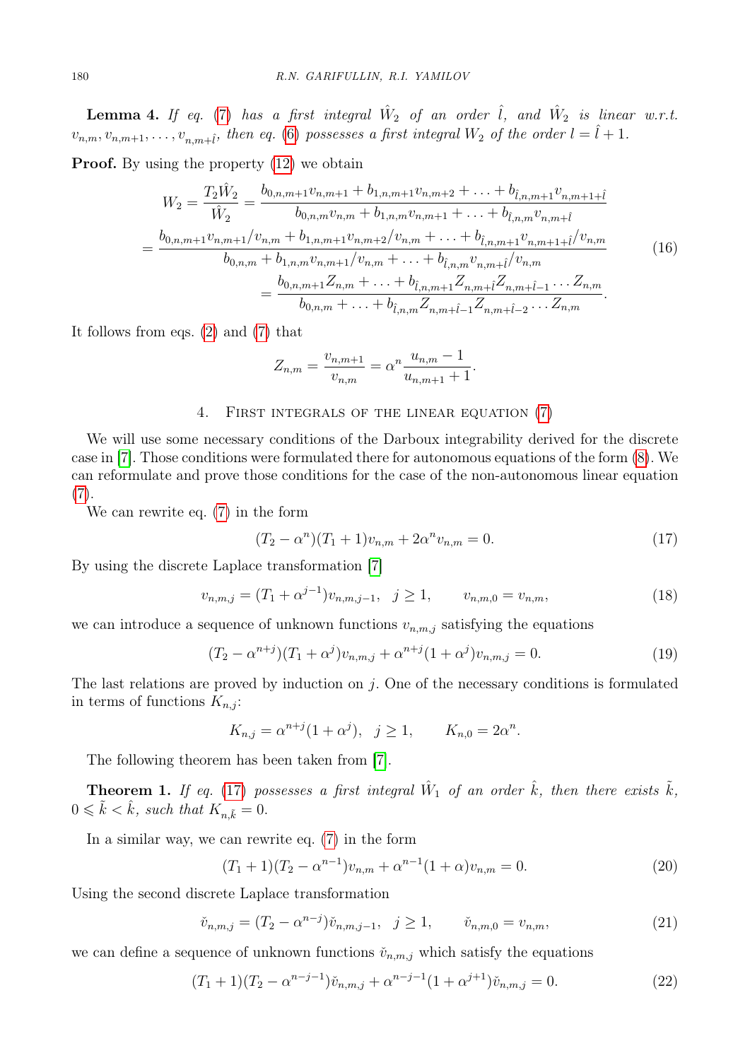**Lemma 4.** *If eq. (7) has a first integral $\hat{W}_2$ of an order $\hat{l}$, and $\hat{W}_2$ is linear w.r.t. $v_{n,m}, v_{n,m+1}, \dots, v_{n,m+\hat{l}}$, then eq. (6) possesses a first integral $W_2$ of the order $l = \hat{l} + 1$.*

**Proof.** By using the property (12) we obtain

$$
\begin{aligned}
W_2 = \frac{T_2 \hat{W}_2}{\hat{W}_2} &= \frac{b_{0,n,m+1} v_{n,m+1} + b_{1,n,m+1} v_{n,m+2} + \ldots + b_{\hat{l},n,m+1} v_{n,m+1+\hat{l}}}{b_{0,n,m} v_{n,m} + b_{1,n,m} v_{n,m+1} + \ldots + b_{\hat{l},n,m} v_{n,m+\hat{l}}} \\
= &\frac{b_{0,n,m+1} v_{n,m+1}/v_{n,m} + b_{1,n,m+1} v_{n,m+2}/v_{n,m} + \ldots + b_{\hat{l},n,m+1} v_{n,m+1+\hat{l}}/v_{n,m}}{b_{0,n,m} + b_{1,n,m} v_{n,m+1}/v_{n,m} + \ldots + b_{\hat{l},n,m} v_{n,m+\hat{l}}/v_{n,m}} \\
&= \frac{b_{0,n,m+1} Z_{n,m} + \ldots + b_{\hat{l},n,m+1} Z_{n,m+\hat{l}} Z_{n,m+\hat{l}-1} \cdots Z_{n,m}}{b_{0,n,m} + \ldots + b_{\hat{l},n,m} Z_{n,m+\hat{l}-1} Z_{n,m+\hat{l}-2} \cdots Z_{n,m}}.
\end{aligned}
\tag{16}
$$

It follows from eqs. (2) and (7) that

$$
Z_{n,m} = \frac{v_{n,m+1}}{v_{n,m}} = \alpha^n \frac{u_{n,m} - 1}{u_{n,m+1} + 1}.
$$

## 4. First integrals of the linear equation (7)

We will use some necessary conditions of the Darboux integrability derived for the discrete case in [7]. Those conditions were formulated there for autonomous equations of the form (8). We can reformulate and prove those conditions for the case of the non-autonomous linear equation (7).

We can rewrite eq. (7) in the form

$$
(T_2 - \alpha^n)(T_1 + 1) v_{n,m} + 2\alpha^n v_{n,m} = 0. \tag{17}
$$

By using the discrete Laplace transformation [7]

$$
v_{n,m,j} = (T_1 + \alpha^{j-1}) v_{n,m,j-1}, \quad j \geq 1, \qquad v_{n,m,0} = v_{n,m}, \tag{18}
$$

we can introduce a sequence of unknown functions $v_{n,m,j}$ satisfying the equations

$$
(T_2 - \alpha^{n+j})(T_1 + \alpha^j) v_{n,m,j} + \alpha^{n+j}(1 + \alpha^j) v_{n,m,j} = 0. \tag{19}
$$

The last relations are proved by induction on $j$. One of the necessary conditions is formulated in terms of functions $K_{n,j}$:

$$
K_{n,j} = \alpha^{n+j}(1 + \alpha^j), \quad j \geq 1, \qquad K_{n,0} = 2\alpha^n.
$$

The following theorem has been taken from [7].

**Theorem 1.** *If eq. (17) possesses a first integral $\hat{W}_1$ of an order $\hat{k}$, then there exists $\tilde{k}$, $0 \leqslant \tilde{k} < \hat{k}$, such that $K_{n,\tilde{k}} = 0$.*

In a similar way, we can rewrite eq. (7) in the form

$$
(T_1 + 1)(T_2 - \alpha^{n-1}) v_{n,m} + \alpha^{n-1}(1 + \alpha) v_{n,m} = 0. \tag{20}
$$

Using the second discrete Laplace transformation

$$
\check{v}_{n,m,j} = (T_2 - \alpha^{n-j}) \check{v}_{n,m,j-1}, \quad j \geq 1, \qquad \check{v}_{n,m,0} = v_{n,m}, \tag{21}
$$

we can define a sequence of unknown functions $\check{v}_{n,m,j}$ which satisfy the equations

$$
(T_1 + 1)(T_2 - \alpha^{n-j-1}) \check{v}_{n,m,j} + \alpha^{n-j-1}(1 + \alpha^{j+1}) \check{v}_{n,m,j} = 0. \tag{22}
$$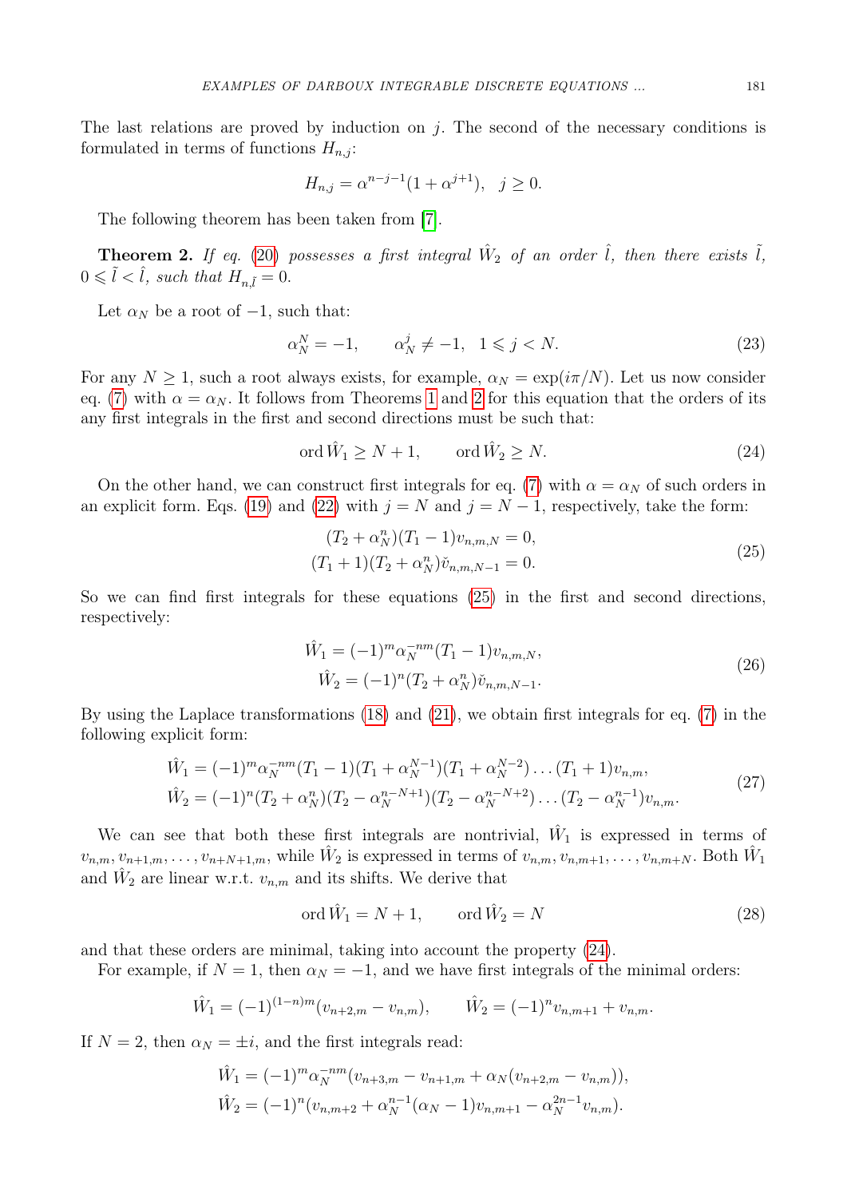The last relations are proved by induction on $j$. The second of the necessary conditions is formulated in terms of functions $H_{n,j}$:

$$H_{n,j} = \alpha^{n-j-1}(1+\alpha^{j+1}), \quad j \geq 0.$$

The following theorem has been taken from [7].

**Theorem 2.** *If eq. (20) possesses a first integral $\hat{W}_2$ of an order $\hat{l}$, then there exists $\tilde{l}$, $0 \leqslant \tilde{l} < \hat{l}$, such that $H_{n,\tilde{l}} = 0$.*

Let $\alpha_N$ be a root of $-1$, such that:

$$\alpha_N^N = -1, \qquad \alpha_N^j \neq -1, \quad 1 \leqslant j < N. \tag{23}$$

For any $N \geq 1$, such a root always exists, for example, $\alpha_N = \exp(i\pi/N)$. Let us now consider eq. (7) with $\alpha = \alpha_N$. It follows from Theorems 1 and 2 for this equation that the orders of its any first integrals in the first and second directions must be such that:

$$\operatorname{ord} \hat{W}_1 \geq N+1, \qquad \operatorname{ord} \hat{W}_2 \geq N. \tag{24}$$

On the other hand, we can construct first integrals for eq. (7) with $\alpha = \alpha_N$ of such orders in an explicit form. Eqs. (19) and (22) with $j = N$ and $j = N-1$, respectively, take the form:

$$\begin{aligned} (T_2 + \alpha_N^n)(T_1 - 1)v_{n,m,N} = 0, \\ (T_1 + 1)(T_2 + \alpha_N^n)\breve{v}_{n,m,N-1} = 0. \end{aligned} \tag{25}$$

So we can find first integrals for these equations (25) in the first and second directions, respectively:

$$\begin{aligned} \hat{W}_1 &= (-1)^m \alpha_N^{-nm}(T_1 - 1)v_{n,m,N}, \\ \hat{W}_2 &= (-1)^n (T_2 + \alpha_N^n)\breve{v}_{n,m,N-1}. \end{aligned} \tag{26}$$

By using the Laplace transformations (18) and (21), we obtain first integrals for eq. (7) in the following explicit form:

$$\begin{aligned} \hat{W}_1 &= (-1)^m \alpha_N^{-nm}(T_1 - 1)(T_1 + \alpha_N^{N-1})(T_1 + \alpha_N^{N-2})\ldots(T_1+1)v_{n,m}, \\ \hat{W}_2 &= (-1)^n (T_2 + \alpha_N^n)(T_2 - \alpha_N^{n-N+1})(T_2 - \alpha_N^{n-N+2})\ldots(T_2 - \alpha_N^{n-1})v_{n,m}. \end{aligned} \tag{27}$$

We can see that both these first integrals are nontrivial, $\hat{W}_1$ is expressed in terms of $v_{n,m}, v_{n+1,m}, \ldots, v_{n+N+1,m}$, while $\hat{W}_2$ is expressed in terms of $v_{n,m}, v_{n,m+1}, \ldots, v_{n,m+N}$. Both $\hat{W}_1$ and $\hat{W}_2$ are linear w.r.t. $v_{n,m}$ and its shifts. We derive that

$$\operatorname{ord} \hat{W}_1 = N+1, \qquad \operatorname{ord} \hat{W}_2 = N \tag{28}$$

and that these orders are minimal, taking into account the property (24).

For example, if $N = 1$, then $\alpha_N = -1$, and we have first integrals of the minimal orders:

$$\hat{W}_1 = (-1)^{(1-n)m}(v_{n+2,m} - v_{n,m}), \qquad \hat{W}_2 = (-1)^n v_{n,m+1} + v_{n,m}.$$

If $N = 2$, then $\alpha_N = \pm i$, and the first integrals read:

$$\begin{aligned} \hat{W}_1 &= (-1)^m \alpha_N^{-nm}(v_{n+3,m} - v_{n+1,m} + \alpha_N(v_{n+2,m} - v_{n,m})), \\ \hat{W}_2 &= (-1)^n (v_{n,m+2} + \alpha_N^{n-1}(\alpha_N - 1)v_{n,m+1} - \alpha_N^{2n-1}v_{n,m}). \end{aligned}$$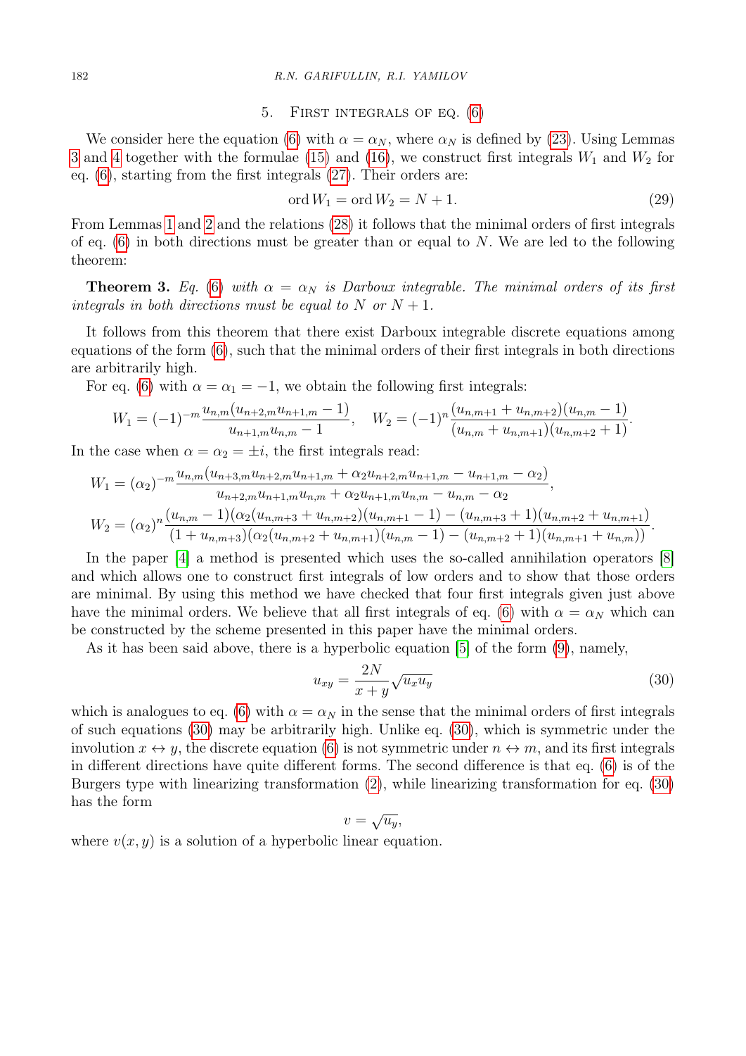## 5. First integrals of eq. (6)

We consider here the equation (6) with $\alpha = \alpha_N$, where $\alpha_N$ is defined by (23). Using Lemmas 3 and 4 together with the formulae (15) and (16), we construct first integrals $W_1$ and $W_2$ for eq. (6), starting from the first integrals (27). Their orders are:

$$\operatorname{ord} W_1 = \operatorname{ord} W_2 = N + 1. \tag{29}$$

From Lemmas 1 and 2 and the relations (28) it follows that the minimal orders of first integrals of eq. (6) in both directions must be greater than or equal to $N$. We are led to the following theorem:

**Theorem 3.** *Eq. (6) with $\alpha = \alpha_N$ is Darboux integrable. The minimal orders of its first integrals in both directions must be equal to $N$ or $N + 1$.*

It follows from this theorem that there exist Darboux integrable discrete equations among equations of the form (6), such that the minimal orders of their first integrals in both directions are arbitrarily high.

For eq. (6) with $\alpha = \alpha_1 = -1$, we obtain the following first integrals:

$$W_1 = (-1)^{-m} \frac{u_{n,m}(u_{n+2,m}u_{n+1,m} - 1)}{u_{n+1,m}u_{n,m} - 1}, \quad W_2 = (-1)^n \frac{(u_{n,m+1} + u_{n,m+2})(u_{n,m} - 1)}{(u_{n,m} + u_{n,m+1})(u_{n,m+2} + 1)}.$$

In the case when $\alpha = \alpha_2 = \pm i$, the first integrals read:

$$W_1 = (\alpha_2)^{-m} \frac{u_{n,m}(u_{n+3,m}u_{n+2,m}u_{n+1,m} + \alpha_2 u_{n+2,m}u_{n+1,m} - u_{n+1,m} - \alpha_2)}{u_{n+2,m}u_{n+1,m}u_{n,m} + \alpha_2 u_{n+1,m}u_{n,m} - u_{n,m} - \alpha_2},$$

$$W_2 = (\alpha_2)^n \frac{(u_{n,m} - 1)(\alpha_2(u_{n,m+3} + u_{n,m+2})(u_{n,m+1} - 1) - (u_{n,m+3} + 1)(u_{n,m+2} + u_{n,m+1})}{(1 + u_{n,m+3})(\alpha_2(u_{n,m+2} + u_{n,m+1})(u_{n,m} - 1) - (u_{n,m+2} + 1)(u_{n,m+1} + u_{n,m}))}.$$

In the paper [4] a method is presented which uses the so-called annihilation operators [8] and which allows one to construct first integrals of low orders and to show that those orders are minimal. By using this method we have checked that four first integrals given just above have the minimal orders. We believe that all first integrals of eq. (6) with $\alpha = \alpha_N$ which can be constructed by the scheme presented in this paper have the minimal orders.

As it has been said above, there is a hyperbolic equation [5] of the form (9), namely,

$$u_{xy} = \frac{2N}{x + y}\sqrt{u_x u_y} \tag{30}$$

which is analogues to eq. (6) with $\alpha = \alpha_N$ in the sense that the minimal orders of first integrals of such equations (30) may be arbitrarily high. Unlike eq. (30), which is symmetric under the involution $x \leftrightarrow y$, the discrete equation (6) is not symmetric under $n \leftrightarrow m$, and its first integrals in different directions have quite different forms. The second difference is that eq. (6) is of the Burgers type with linearizing transformation (2), while linearizing transformation for eq. (30) has the form

$$v = \sqrt{u_y},$$

where $v(x, y)$ is a solution of a hyperbolic linear equation.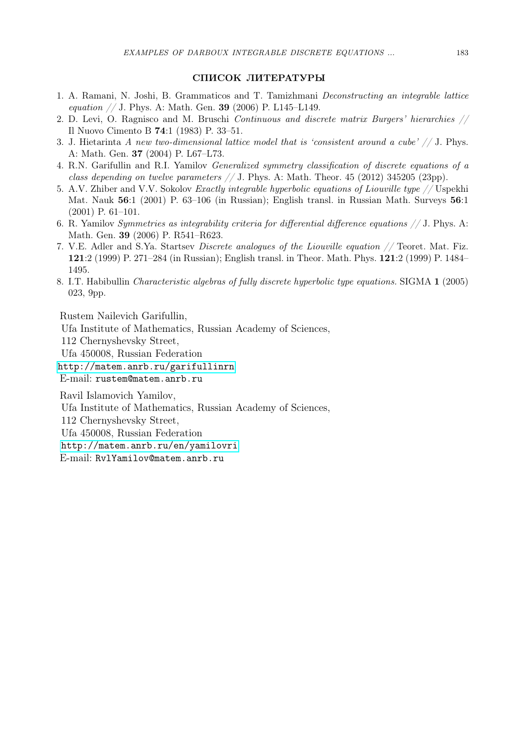## СПИСОК ЛИТЕРАТУРЫ

1. A. Ramani, N. Joshi, B. Grammaticos and T. Tamizhmani *Deconstructing an integrable lattice equation* // J. Phys. A: Math. Gen. **39** (2006) P. L145–L149.
2. D. Levi, O. Ragnisco and M. Bruschi *Continuous and discrete matrix Burgers' hierarchies* // Il Nuovo Cimento B **74**:1 (1983) P. 33–51.
3. J. Hietarinta *A new two-dimensional lattice model that is 'consistent around a cube'* // J. Phys. A: Math. Gen. **37** (2004) P. L67–L73.
4. R.N. Garifullin and R.I. Yamilov *Generalized symmetry classification of discrete equations of a class depending on twelve parameters* // J. Phys. A: Math. Theor. 45 (2012) 345205 (23pp).
5. A.V. Zhiber and V.V. Sokolov *Exactly integrable hyperbolic equations of Liouville type* // Uspekhi Mat. Nauk **56**:1 (2001) P. 63–106 (in Russian); English transl. in Russian Math. Surveys **56**:1 (2001) P. 61–101.
6. R. Yamilov *Symmetries as integrability criteria for differential difference equations* // J. Phys. A: Math. Gen. **39** (2006) P. R541–R623.
7. V.E. Adler and S.Ya. Startsev *Discrete analogues of the Liouville equation* // Teoret. Mat. Fiz. **121**:2 (1999) P. 271–284 (in Russian); English transl. in Theor. Math. Phys. **121**:2 (1999) P. 1484–1495.
8. I.T. Habibullin *Characteristic algebras of fully discrete hyperbolic type equations.* SIGMA **1** (2005) 023, 9pp.

Rustem Nailevich Garifullin,
Ufa Institute of Mathematics, Russian Academy of Sciences,
112 Chernyshevsky Street,
Ufa 450008, Russian Federation
http://matem.anrb.ru/garifullinrn
E-mail: rustem@matem.anrb.ru

Ravil Islamovich Yamilov,
Ufa Institute of Mathematics, Russian Academy of Sciences,
112 Chernyshevsky Street,
Ufa 450008, Russian Federation
http://matem.anrb.ru/en/yamilovri
E-mail: RvlYamilov@matem.anrb.ru